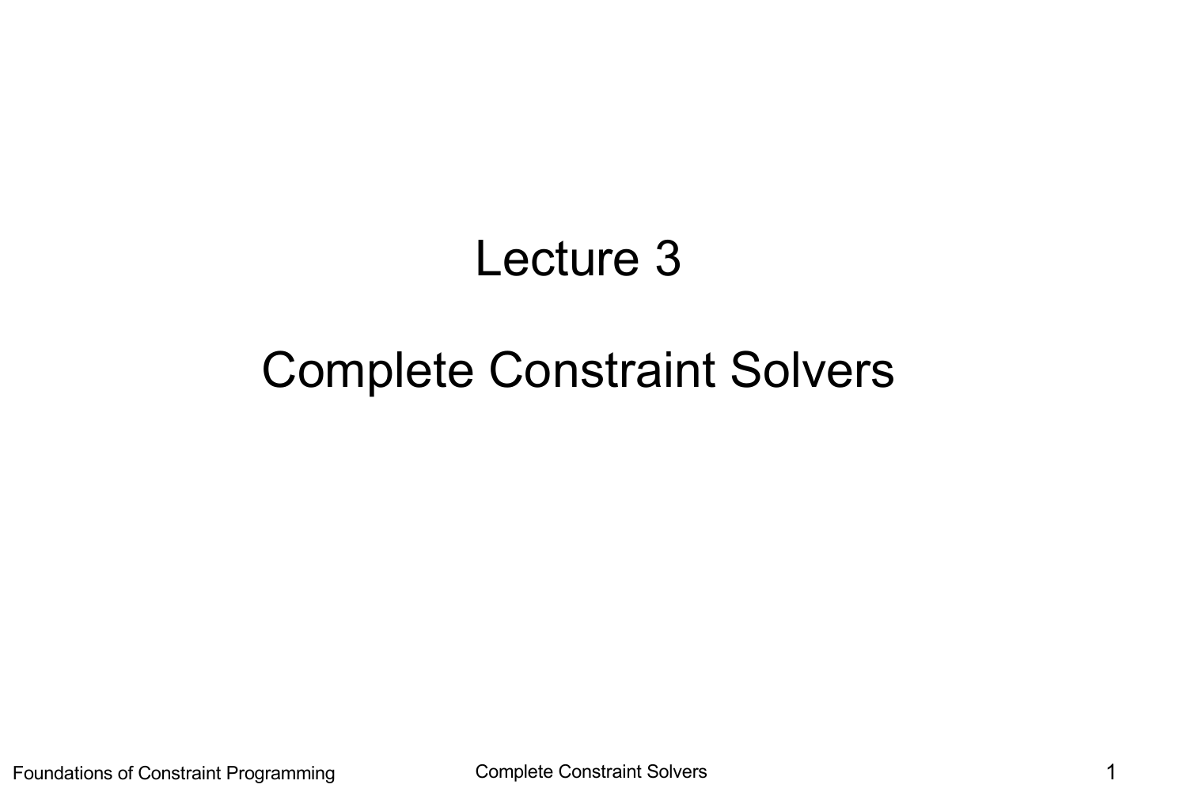# Lecture 3

# Complete Constraint Solvers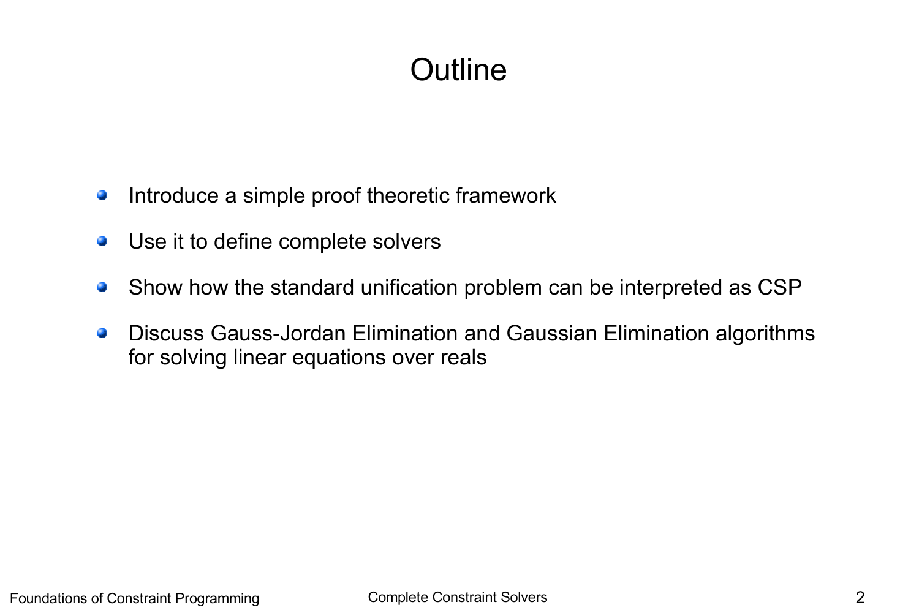# Outline

- Introduce a simple proof theoretic framework
- Use it to define complete solvers
- Show how the standard unification problem can be interpreted as CSP
- Discuss Gauss-Jordan Elimination and Gaussian Elimination algorithms for solving linear equations over reals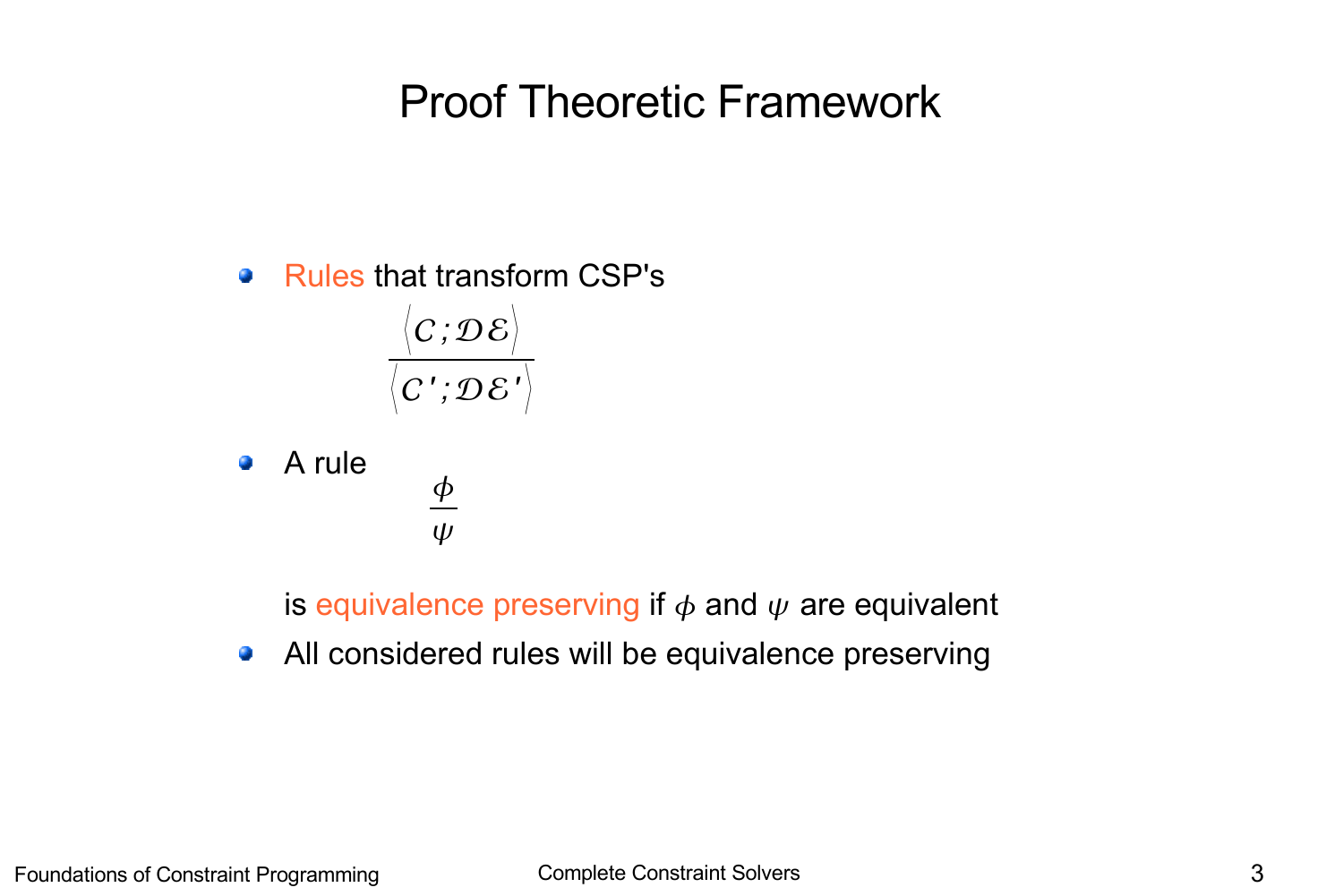# Proof Theoretic Framework

- Rules that transform CSP's

$$\frac{\langle \mathcal{C} ; \mathcal{DE} \rangle}{\langle \mathcal{C}' ; \mathcal{DE}' \rangle}$$

- A rule

$$\frac{\phi}{\psi}$$

  is equivalence preserving if $\phi$ and $\psi$ are equivalent

- All considered rules will be equivalence preserving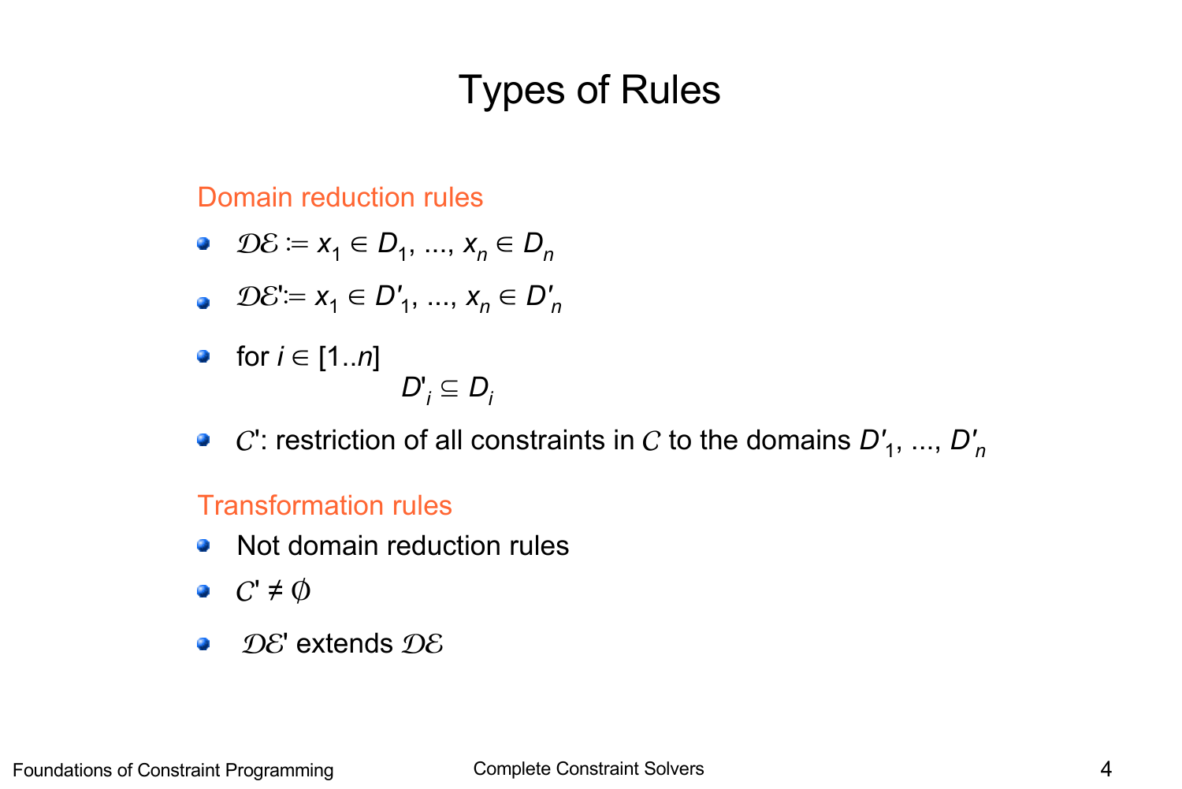# Types of Rules

## Domain reduction rules

- $\mathcal{DE} := x_1 \in D_1, \ldots, x_n \in D_n$
- $\mathcal{DE}' := x_1 \in D'_1, \ldots, x_n \in D'_n$
- for $i \in [1..n]$

  $D'_i \subseteq D_i$
- $\mathcal{C}'$: restriction of all constraints in $\mathcal{C}$ to the domains $D'_1, \ldots, D'_n$

## Transformation rules

- Not domain reduction rules
- $\mathcal{C}' \neq \emptyset$
- $\mathcal{DE}'$ extends $\mathcal{DE}$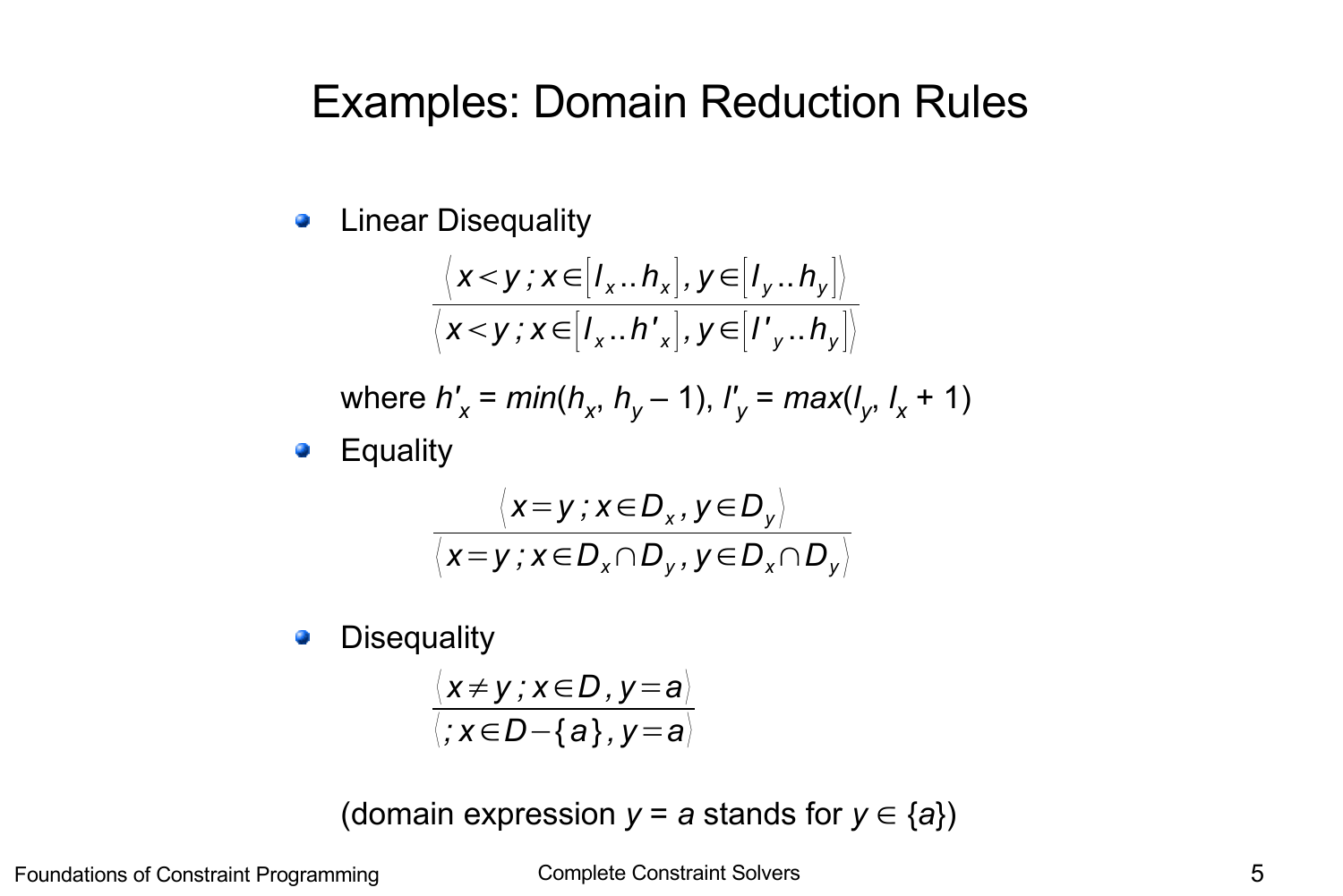# Examples: Domain Reduction Rules

- Linear Disequality

$$\frac{\langle x < y \,;\, x \in [l_x .. h_x], y \in [l_y .. h_y] \rangle}{\langle x < y \,;\, x \in [l_x .. h'_x], y \in [l'_y .. h_y] \rangle}$$

where $h'_x = min(h_x, h_y - 1)$, $l'_y = max(l_y, l_x + 1)$

- Equality

$$\frac{\langle x = y \,;\, x \in D_x , y \in D_y \rangle}{\langle x = y \,;\, x \in D_x \cap D_y , y \in D_x \cap D_y \rangle}$$

- Disequality

$$\frac{\langle x \neq y \,;\, x \in D , y = a \rangle}{\langle \,;\, x \in D - \{a\} , y = a \rangle}$$

(domain expression $y = a$ stands for $y \in \{a\}$)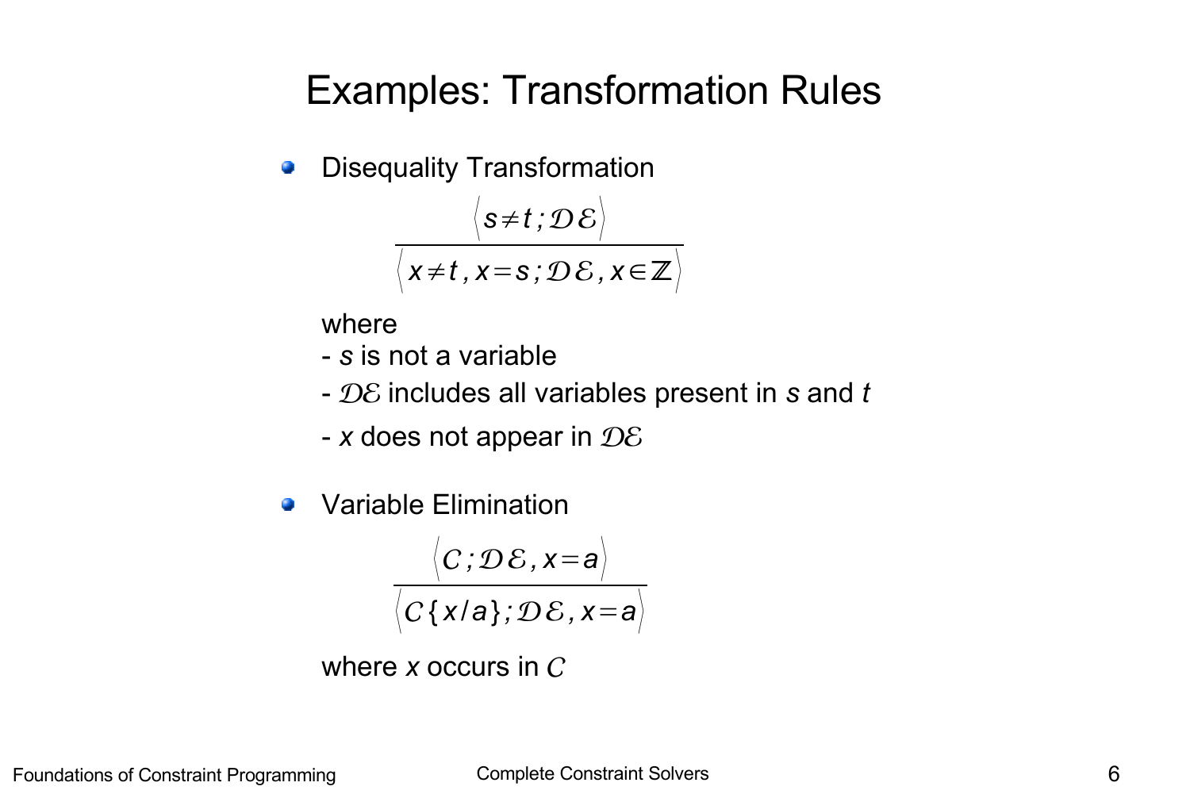# Examples: Transformation Rules

- Disequality Transformation

$$\frac{\langle s \neq t \,;\, \mathcal{DE} \rangle}{\langle x \neq t ,\, x = s \,;\, \mathcal{DE} ,\, x \in \mathbb{Z} \rangle}$$

where
- $s$ is not a variable
- $\mathcal{DE}$ includes all variables present in $s$ and $t$
- $x$ does not appear in $\mathcal{DE}$

- Variable Elimination

$$\frac{\langle \mathcal{C} \,;\, \mathcal{DE} ,\, x = a \rangle}{\langle \mathcal{C}\{x/a\} \,;\, \mathcal{DE} ,\, x = a \rangle}$$

where $x$ occurs in $\mathcal{C}$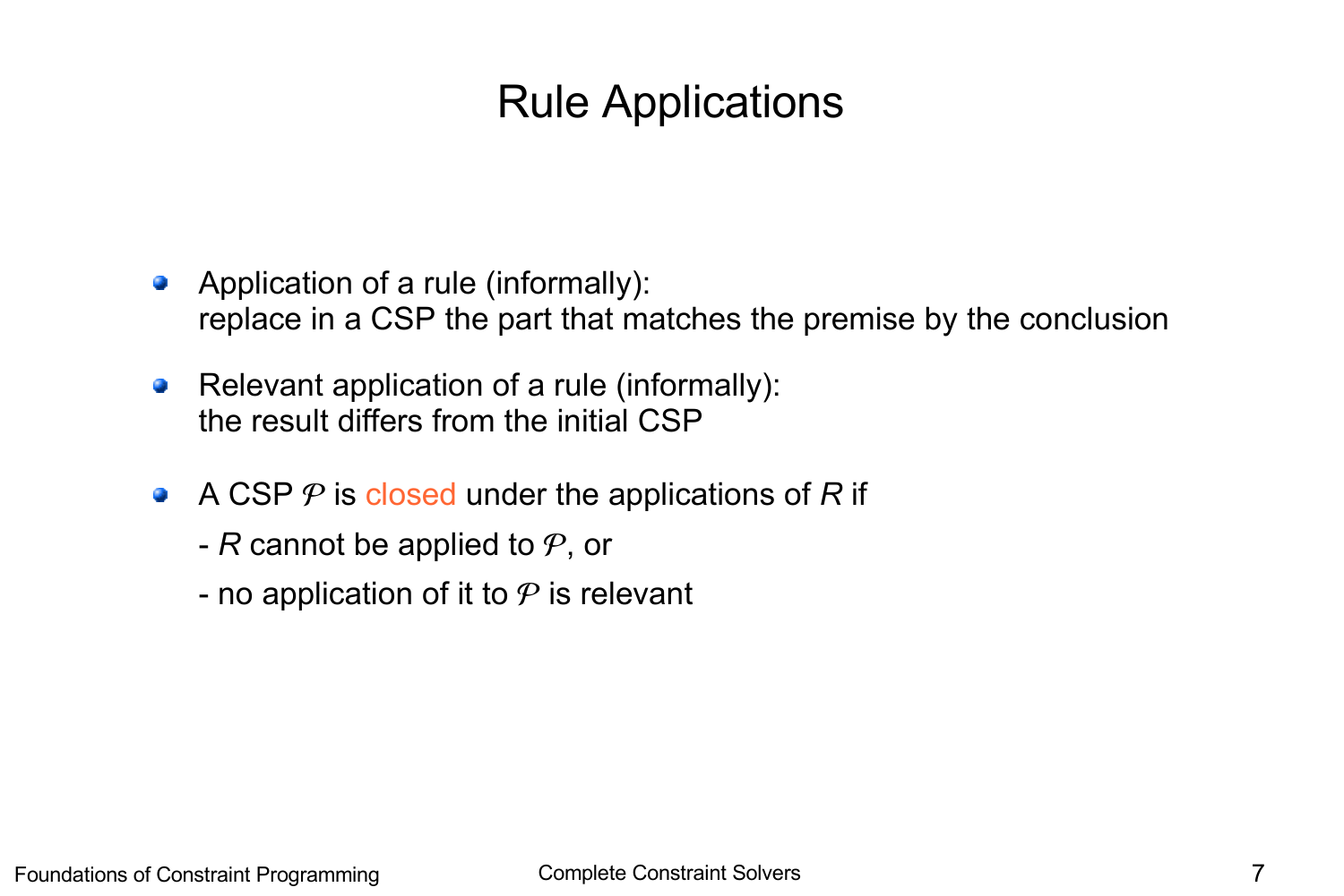# Rule Applications

- Application of a rule (informally):
  replace in a CSP the part that matches the premise by the conclusion

- Relevant application of a rule (informally):
  the result differs from the initial CSP

- A CSP $\mathcal{P}$ is closed under the applications of $R$ if

  - $R$ cannot be applied to $\mathcal{P}$, or
  - no application of it to $\mathcal{P}$ is relevant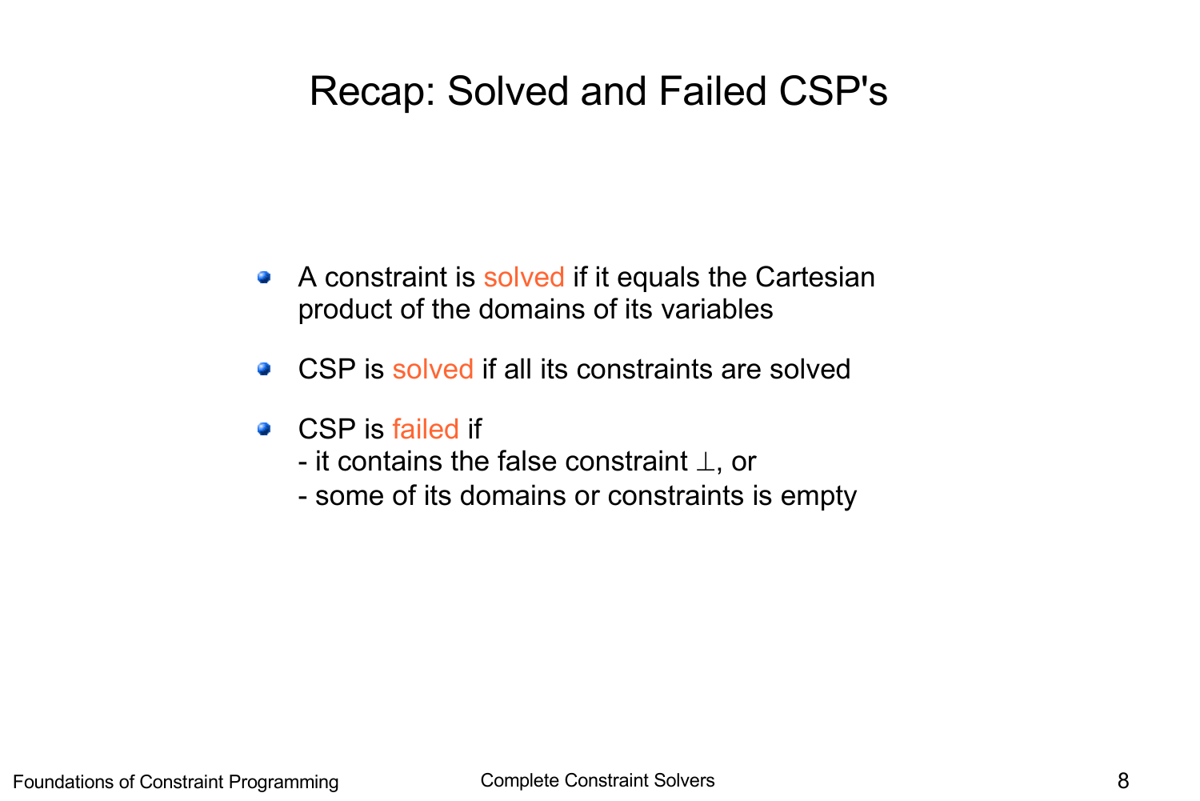# Recap: Solved and Failed CSP's

- A constraint is solved if it equals the Cartesian product of the domains of its variables
- CSP is solved if all its constraints are solved
- CSP is failed if
  - it contains the false constraint $\perp$, or
  - some of its domains or constraints is empty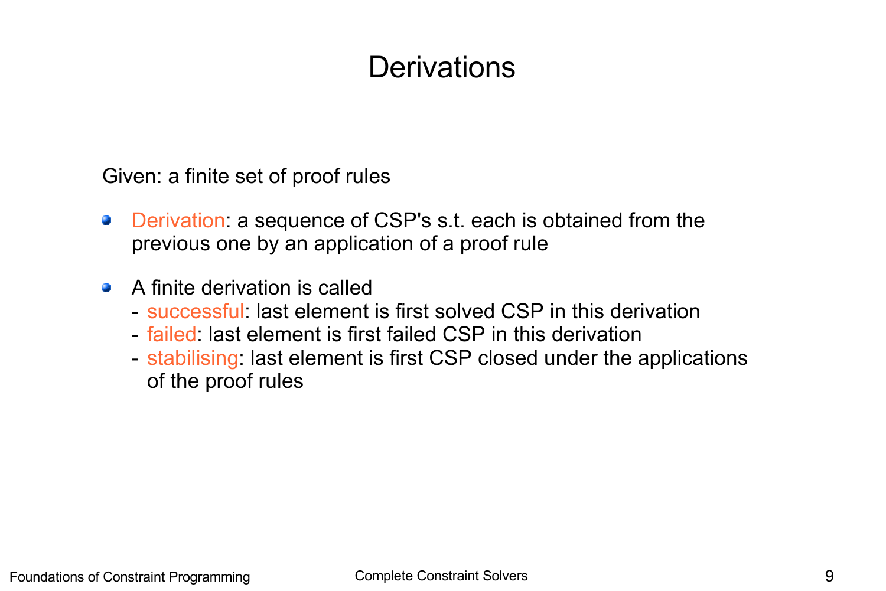# Derivations

Given: a finite set of proof rules

- Derivation: a sequence of CSP's s.t. each is obtained from the previous one by an application of a proof rule
- A finite derivation is called
  - successful: last element is first solved CSP in this derivation
  - failed: last element is first failed CSP in this derivation
  - stabilising: last element is first CSP closed under the applications of the proof rules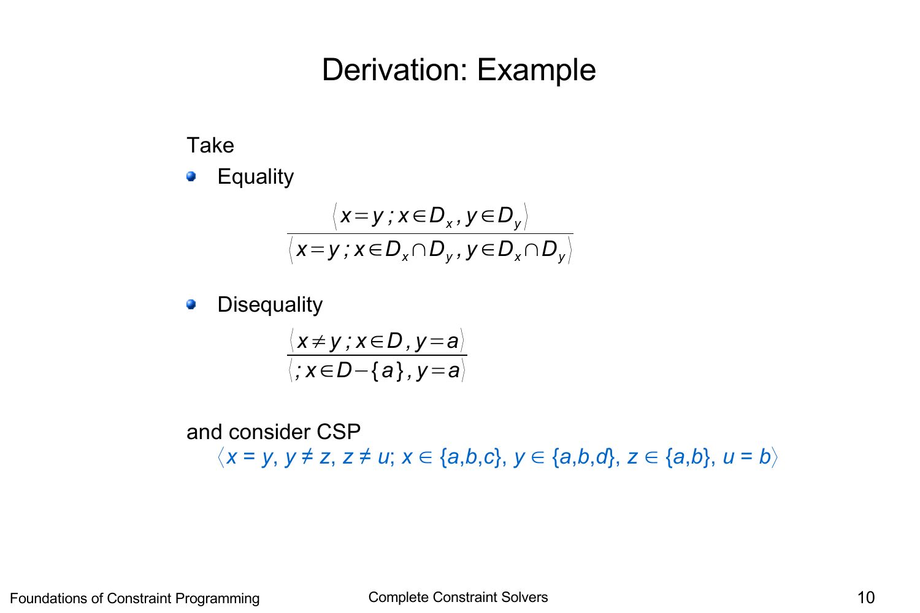# Derivation: Example

Take

- Equality

$$\frac{\langle x = y \; ; x \in D_x, y \in D_y \rangle}{\langle x = y \; ; x \in D_x \cap D_y, y \in D_x \cap D_y \rangle}$$

- Disequality

$$\frac{\langle x \neq y \; ; x \in D, y = a \rangle}{\langle \; ; x \in D - \{a\}, y = a \rangle}$$

and consider CSP

$\langle x = y, y \neq z, z \neq u; x \in \{a,b,c\}, y \in \{a,b,d\}, z \in \{a,b\}, u = b \rangle$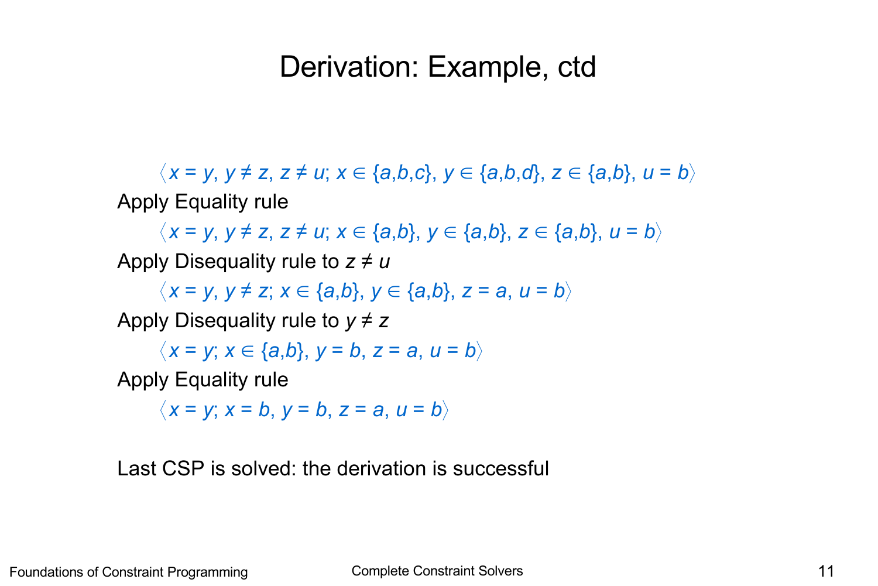# Derivation: Example, ctd

$\langle x = y,\ y \neq z,\ z \neq u;\ x \in \{a,b,c\},\ y \in \{a,b,d\},\ z \in \{a,b\},\ u = b\rangle$

Apply Equality rule

$\langle x = y,\ y \neq z,\ z \neq u;\ x \in \{a,b\},\ y \in \{a,b\},\ z \in \{a,b\},\ u = b\rangle$

Apply Disequality rule to $z \neq u$

$\langle x = y,\ y \neq z;\ x \in \{a,b\},\ y \in \{a,b\},\ z = a,\ u = b\rangle$

Apply Disequality rule to $y \neq z$

$\langle x = y;\ x \in \{a,b\},\ y = b,\ z = a,\ u = b\rangle$

Apply Equality rule

$\langle x = y;\ x = b,\ y = b,\ z = a,\ u = b\rangle$

Last CSP is solved: the derivation is successful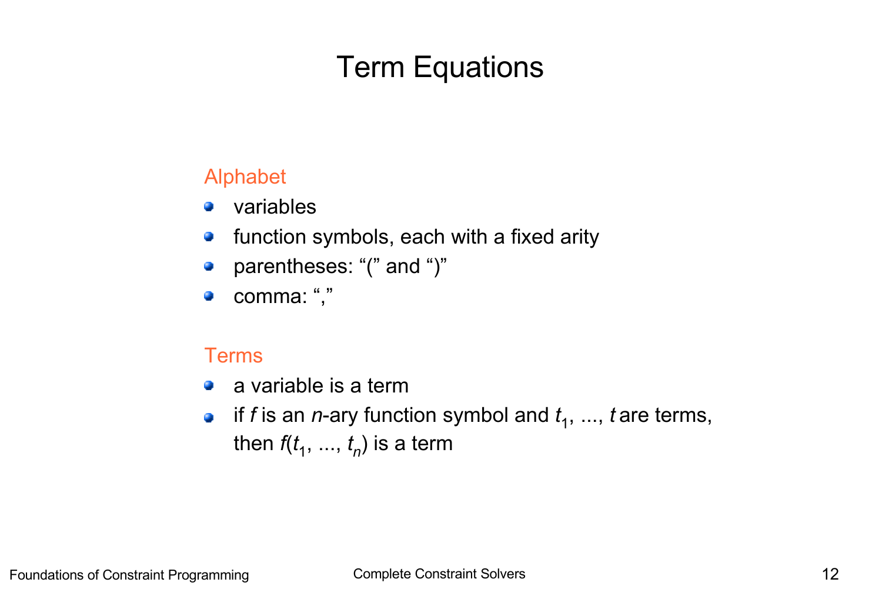# Term Equations

## Alphabet

- variables
- function symbols, each with a fixed arity
- parentheses: "(" and ")"
- comma: ","

## Terms

- a variable is a term
- if $f$ is an $n$-ary function symbol and $t_1$, ..., $t$ are terms, then $f(t_1, ..., t_n)$ is a term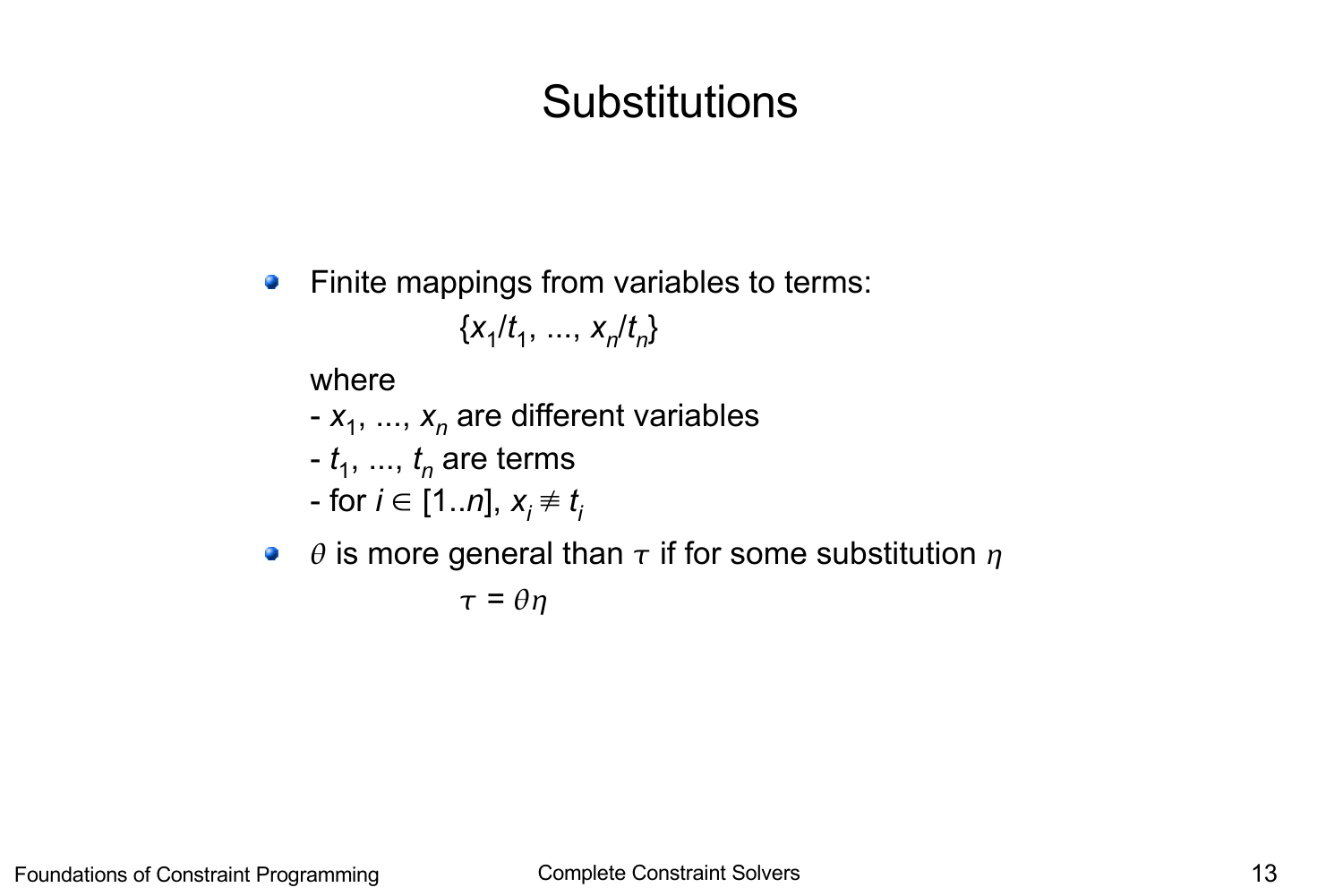# Substitutions

- Finite mappings from variables to terms:

  $$\{x_1/t_1, ..., x_n/t_n\}$$

  where
  - $x_1, ..., x_n$ are different variables
  - $t_1, ..., t_n$ are terms
  - for $i \in [1..n]$, $x_i \not\equiv t_i$

- $\theta$ is more general than $\tau$ if for some substitution $\eta$

  $$\tau = \theta\eta$$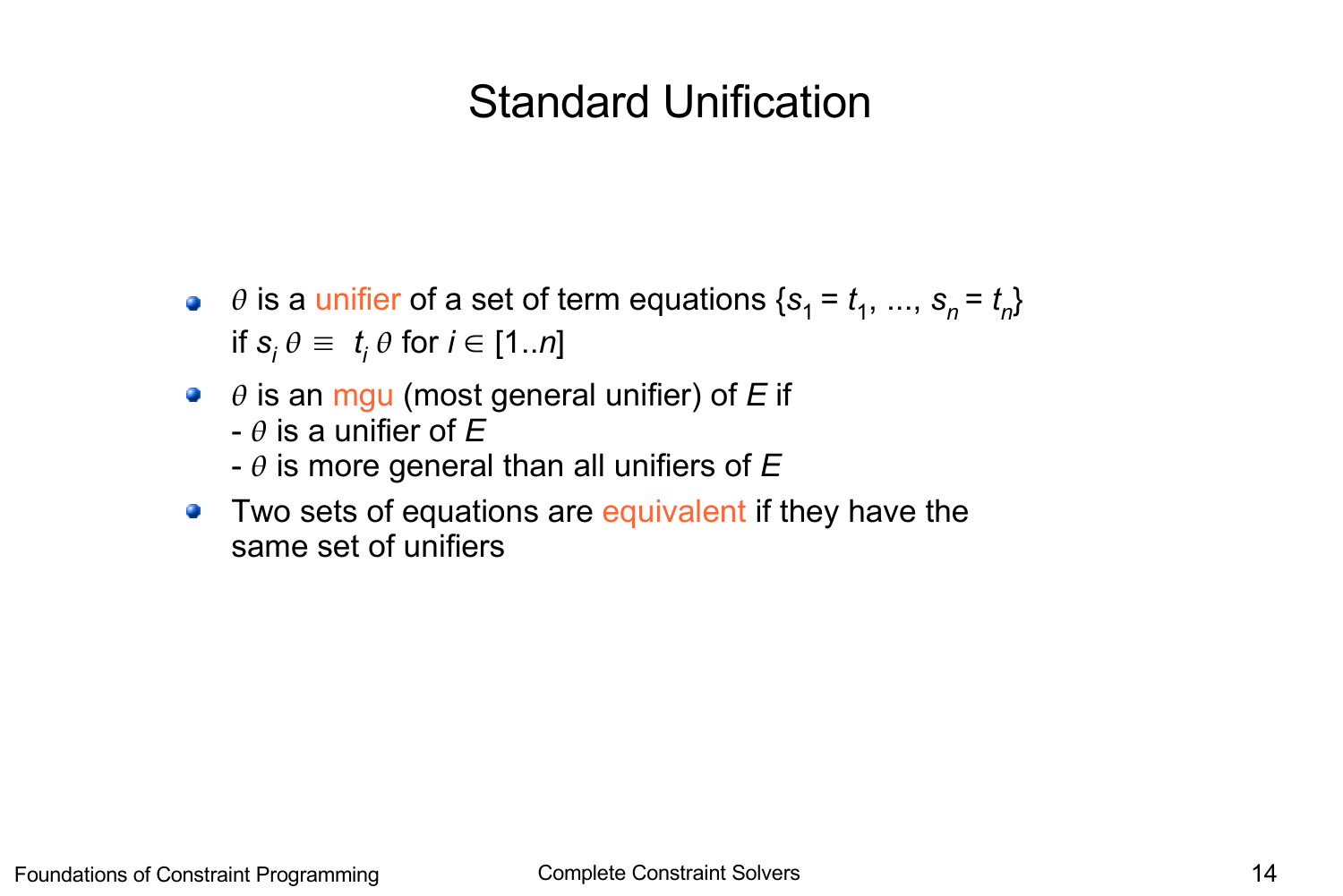# Standard Unification

- $\theta$ is a unifier of a set of term equations $\{s_1 = t_1, ..., s_n = t_n\}$ if $s_i\,\theta \equiv t_i\,\theta$ for $i \in [1..n]$
- $\theta$ is an mgu (most general unifier) of $E$ if
  - $\theta$ is a unifier of $E$
  - $\theta$ is more general than all unifiers of $E$
- Two sets of equations are equivalent if they have the same set of unifiers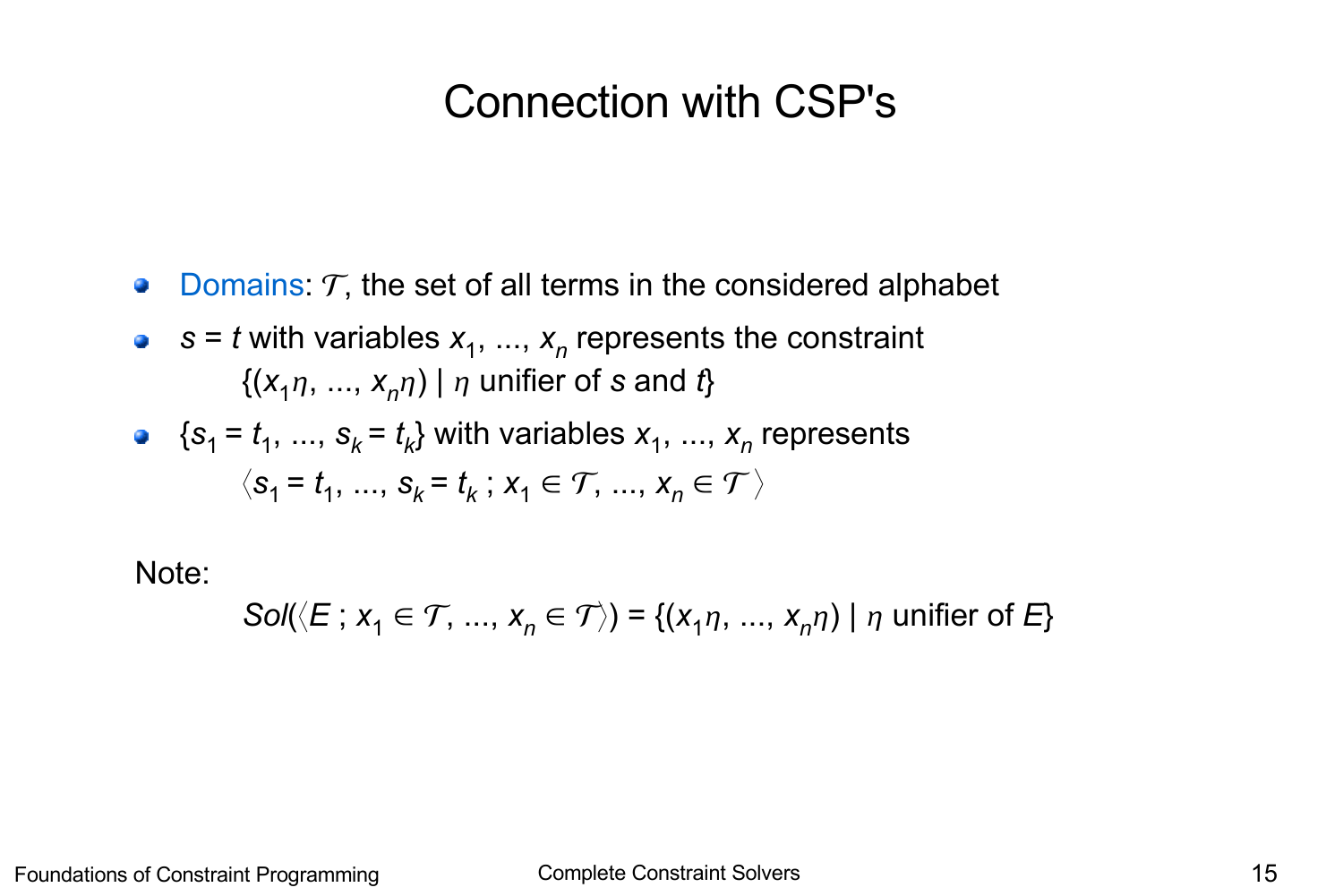# Connection with CSP's

- Domains: $\mathcal{T}$, the set of all terms in the considered alphabet
- $s = t$ with variables $x_1, ..., x_n$ represents the constraint

  $\{(x_1\eta, ..., x_n\eta) \mid \eta \text{ unifier of } s \text{ and } t\}$
- $\{s_1 = t_1, ..., s_k = t_k\}$ with variables $x_1, ..., x_n$ represents

  $\langle s_1 = t_1, ..., s_k = t_k \,;\, x_1 \in \mathcal{T}, ..., x_n \in \mathcal{T} \rangle$

Note:

$$Sol(\langle E \,;\, x_1 \in \mathcal{T}, ..., x_n \in \mathcal{T} \rangle) = \{(x_1\eta, ..., x_n\eta) \mid \eta \text{ unifier of } E\}$$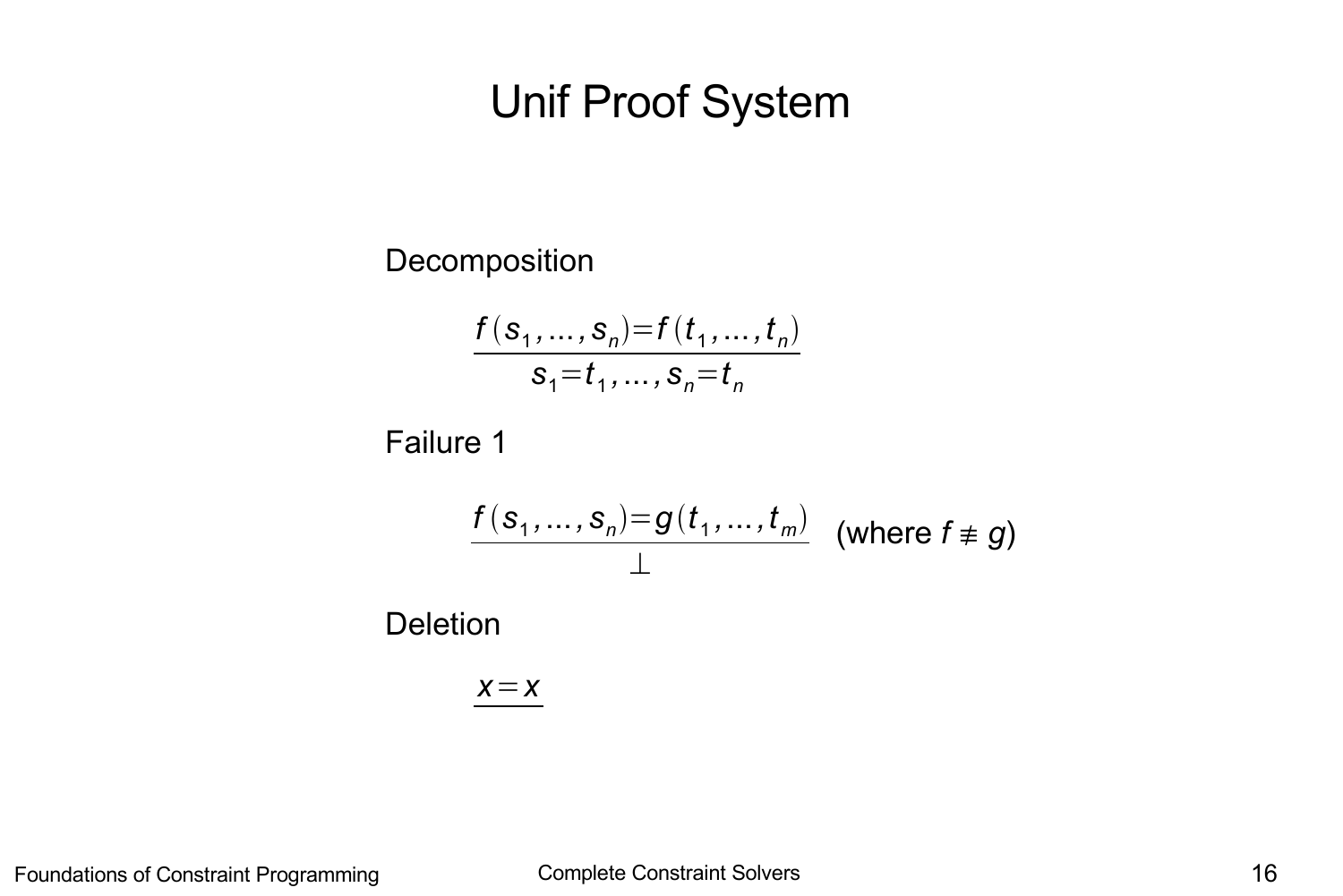# Unif Proof System

Decomposition

$$\frac{f(s_1, \ldots, s_n) = f(t_1, \ldots, t_n)}{s_1 = t_1, \ldots, s_n = t_n}$$

Failure 1

$$\frac{f(s_1, \ldots, s_n) = g(t_1, \ldots, t_m)}{\bot} \quad \text{(where } f \not\equiv g\text{)}$$

Deletion

$$\frac{x = x}{\phantom{x}}$$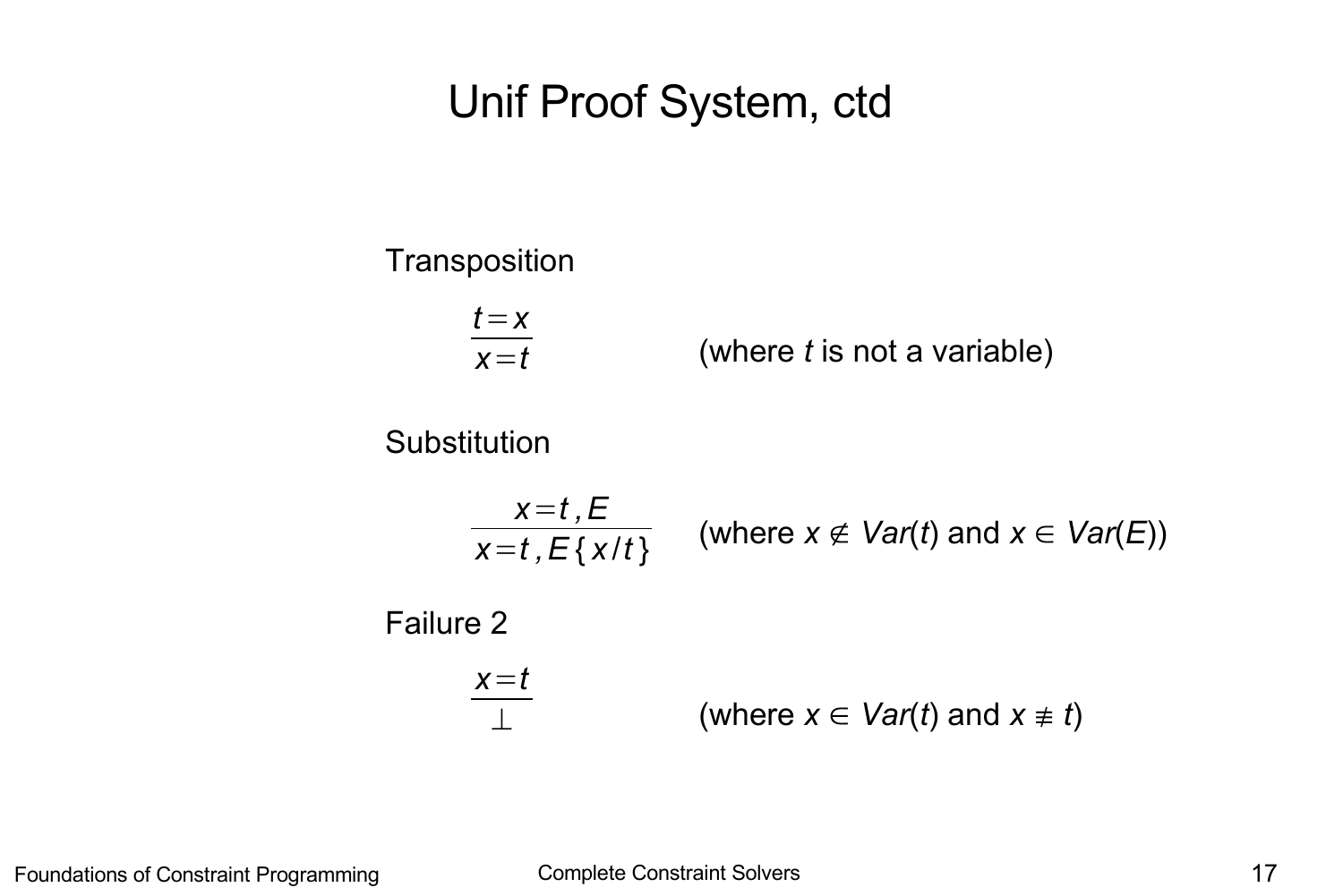# Unif Proof System, ctd

Transposition

$$\frac{t = x}{x = t}$$

(where $t$ is not a variable)

Substitution

$$\frac{x = t\,, E}{x = t\,, E\{x/t\}}$$

(where $x \notin Var(t)$ and $x \in Var(E)$)

Failure 2

$$\frac{x = t}{\bot}$$

(where $x \in Var(t)$ and $x \not\equiv t$)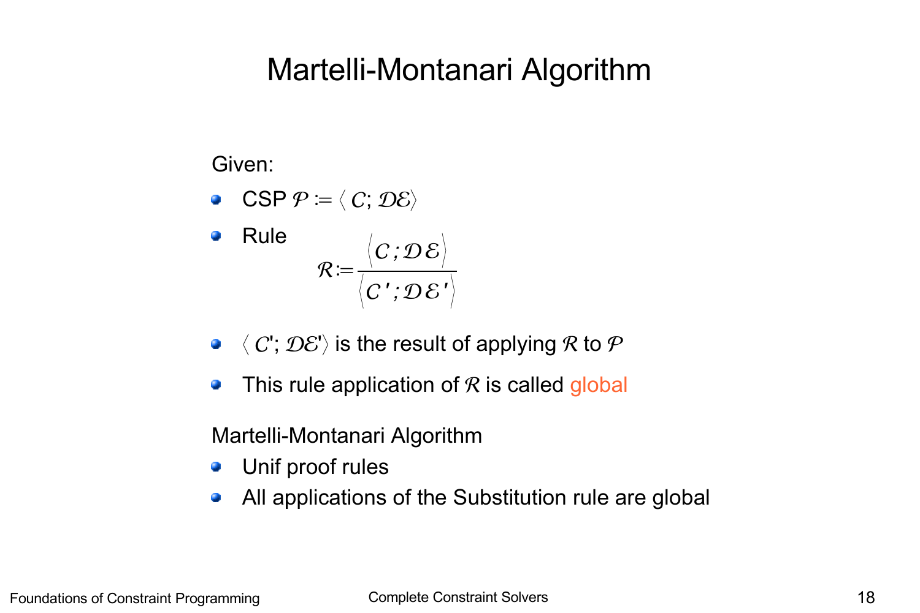# Martelli-Montanari Algorithm

Given:

- CSP $\mathcal{P} := \langle \mathcal{C}; \mathcal{DE} \rangle$
- Rule

$$\mathcal{R} := \frac{\langle \mathcal{C}\,;\mathcal{D}\,\mathcal{E} \rangle}{\langle \mathcal{C}'\,;\mathcal{D}\,\mathcal{E}' \rangle}$$

- $\langle \mathcal{C}'; \mathcal{DE}' \rangle$ is the result of applying $\mathcal{R}$ to $\mathcal{P}$
- This rule application of $\mathcal{R}$ is called global

Martelli-Montanari Algorithm

- Unif proof rules
- All applications of the Substitution rule are global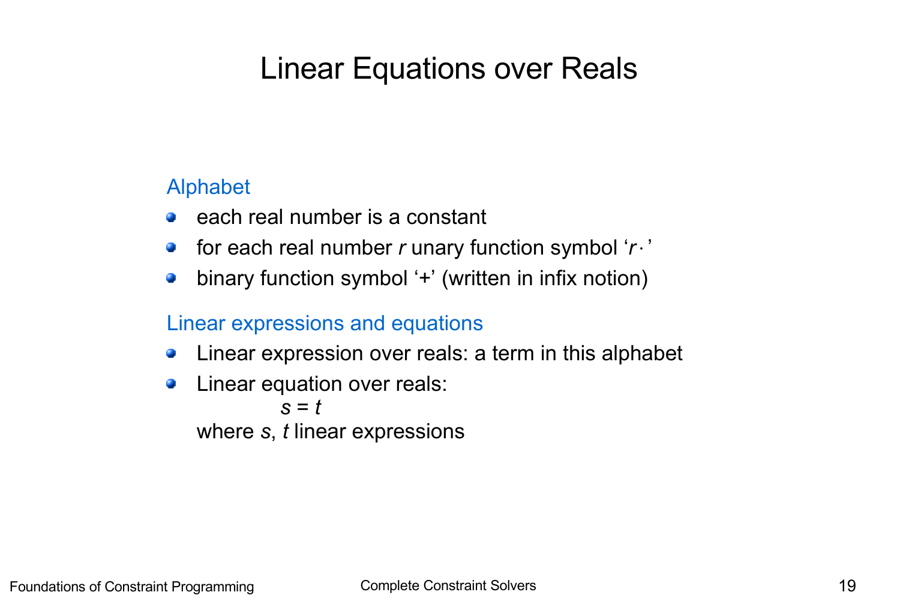# Linear Equations over Reals

## Alphabet

- each real number is a constant
- for each real number $r$ unary function symbol '$r \cdot$'
- binary function symbol '+' (written in infix notion)

## Linear expressions and equations

- Linear expression over reals: a term in this alphabet
- Linear equation over reals:

  $$s = t$$

  where $s$, $t$ linear expressions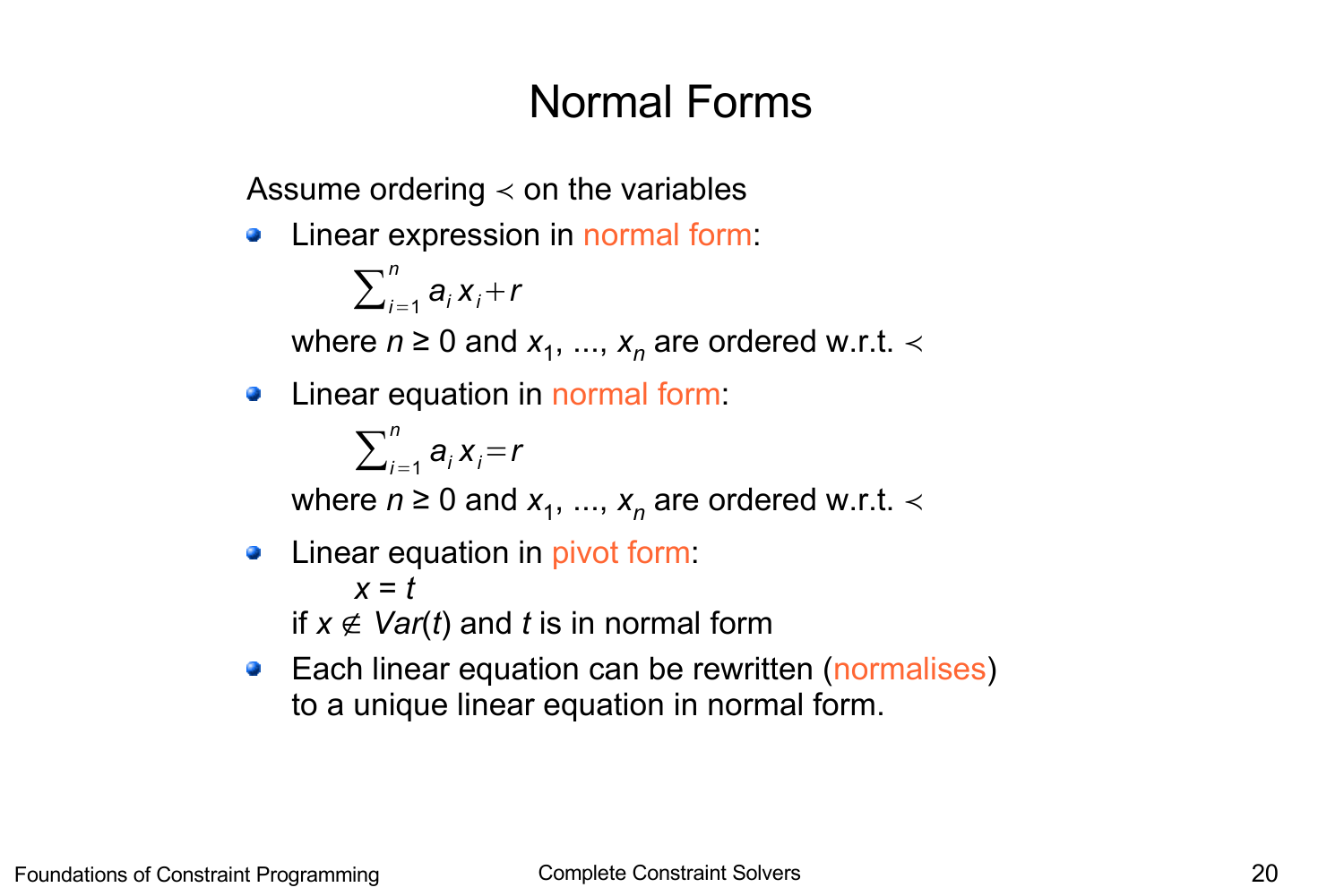# Normal Forms

Assume ordering $\prec$ on the variables

- Linear expression in normal form:

  $$\sum_{i=1}^{n} a_i x_i + r$$

  where $n \geq 0$ and $x_1, \ldots, x_n$ are ordered w.r.t. $\prec$

- Linear equation in normal form:

  $$\sum_{i=1}^{n} a_i x_i = r$$

  where $n \geq 0$ and $x_1, \ldots, x_n$ are ordered w.r.t. $\prec$

- Linear equation in pivot form:

  $x = t$

  if $x \notin Var(t)$ and $t$ is in normal form

- Each linear equation can be rewritten (normalises) to a unique linear equation in normal form.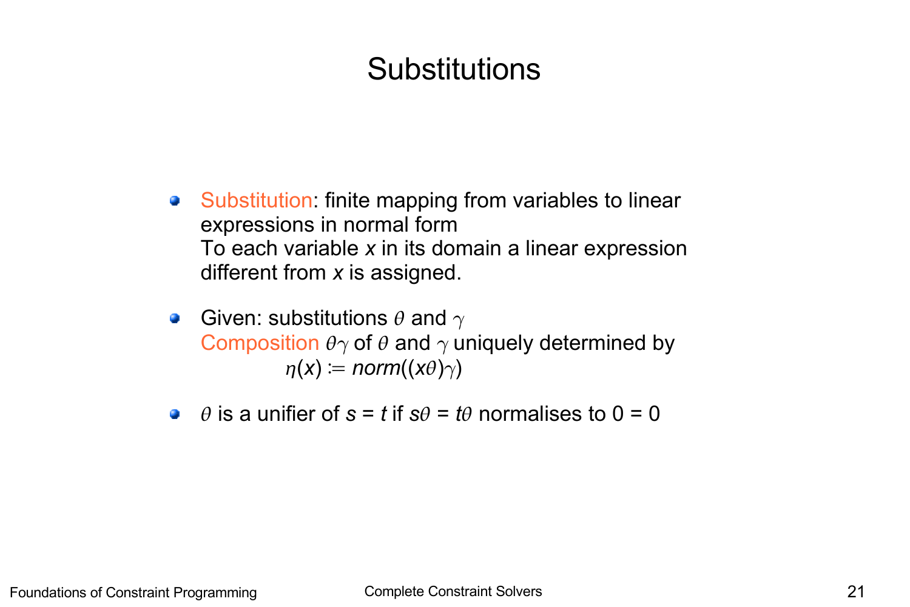# Substitutions

- Substitution: finite mapping from variables to linear expressions in normal form
  To each variable $x$ in its domain a linear expression different from $x$ is assigned.

- Given: substitutions $\theta$ and $\gamma$
  Composition $\theta\gamma$ of $\theta$ and $\gamma$ uniquely determined by
  $$\eta(x) := \mathit{norm}((x\theta)\gamma)$$

- $\theta$ is a unifier of $s = t$ if $s\theta = t\theta$ normalises to $0 = 0$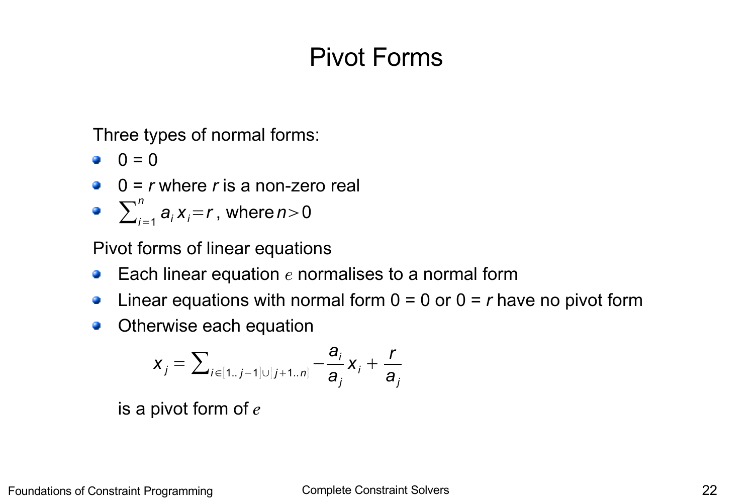# Pivot Forms

Three types of normal forms:

- 0 = 0
- 0 = *r* where *r* is a non-zero real
- $\sum_{i=1}^{n} a_i x_i = r$ , where $n > 0$

Pivot forms of linear equations

- Each linear equation $e$ normalises to a normal form
- Linear equations with normal form 0 = 0 or 0 = *r* have no pivot form
- Otherwise each equation

$$x_j = \sum_{i \in [1..j-1] \cup [j+1..n]} -\frac{a_i}{a_j} x_i + \frac{r}{a_j}$$

is a pivot form of $e$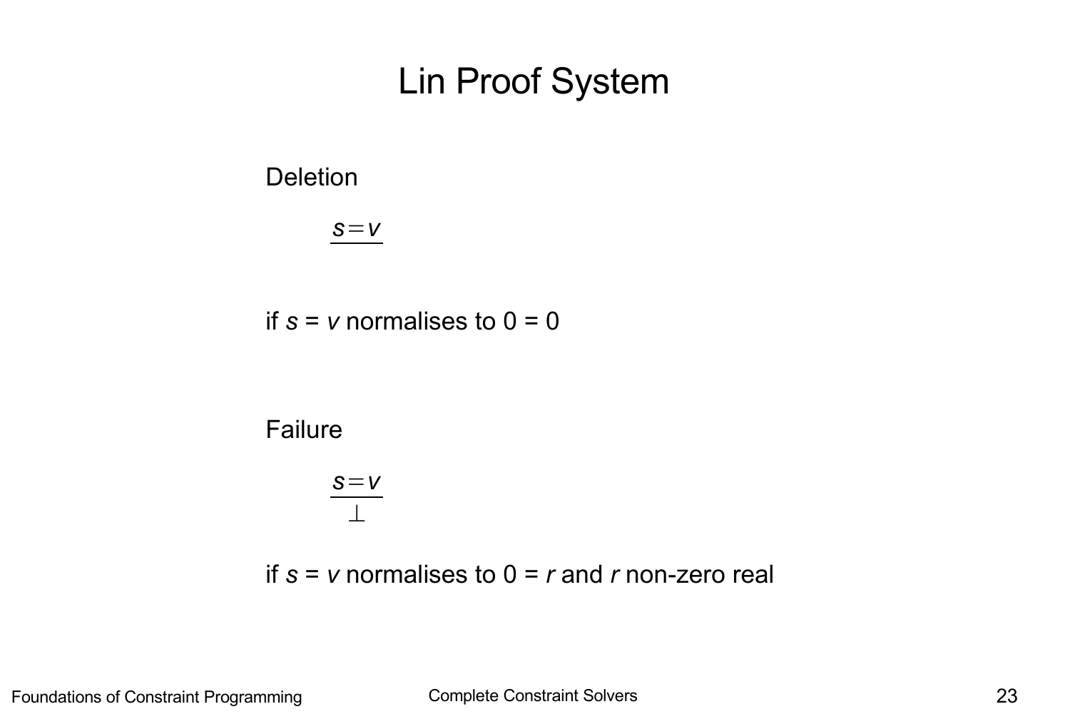# Lin Proof System

Deletion

$$\frac{s = v}{\phantom{x}}$$

if $s = v$ normalises to $0 = 0$

Failure

$$\frac{s = v}{\bot}$$

if $s = v$ normalises to $0 = r$ and $r$ non-zero real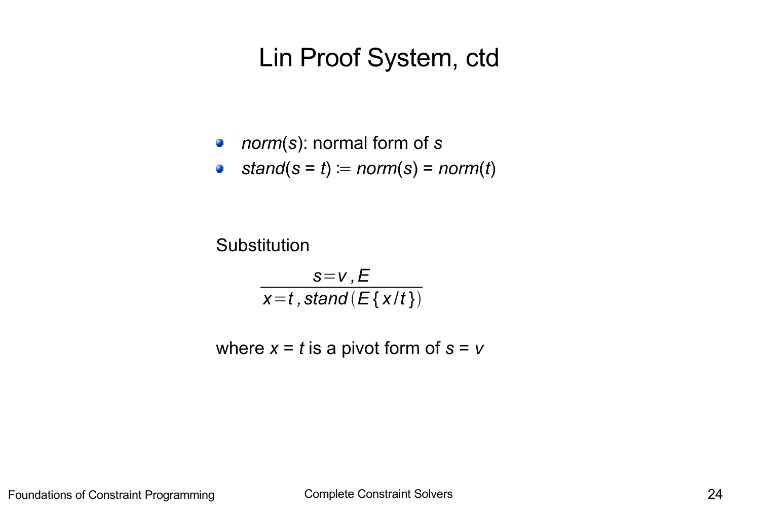# Lin Proof System, ctd

- *norm*($s$): normal form of $s$
- *stand*($s = t$) ≔ *norm*($s$) = *norm*($t$)

Substitution

$$\frac{s = v\,,\,E}{x = t\,,\,stand\left(E\{x/t\}\right)}$$

where $x = t$ is a pivot form of $s = v$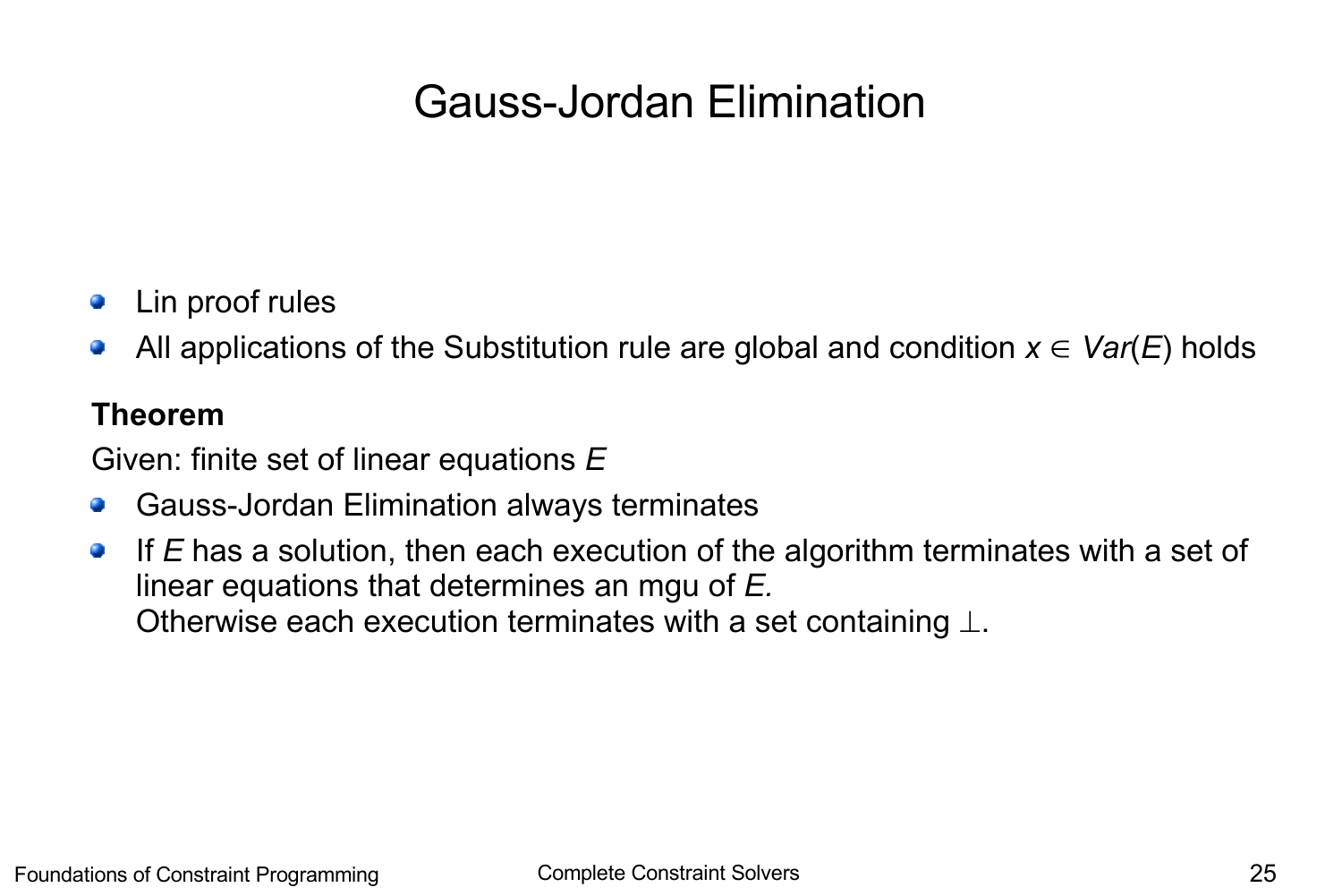# Gauss-Jordan Elimination

- Lin proof rules
- All applications of the Substitution rule are global and condition $x \in Var(E)$ holds

**Theorem**

Given: finite set of linear equations $E$

- Gauss-Jordan Elimination always terminates
- If $E$ has a solution, then each execution of the algorithm terminates with a set of linear equations that determines an mgu of $E$.
  Otherwise each execution terminates with a set containing $\bot$.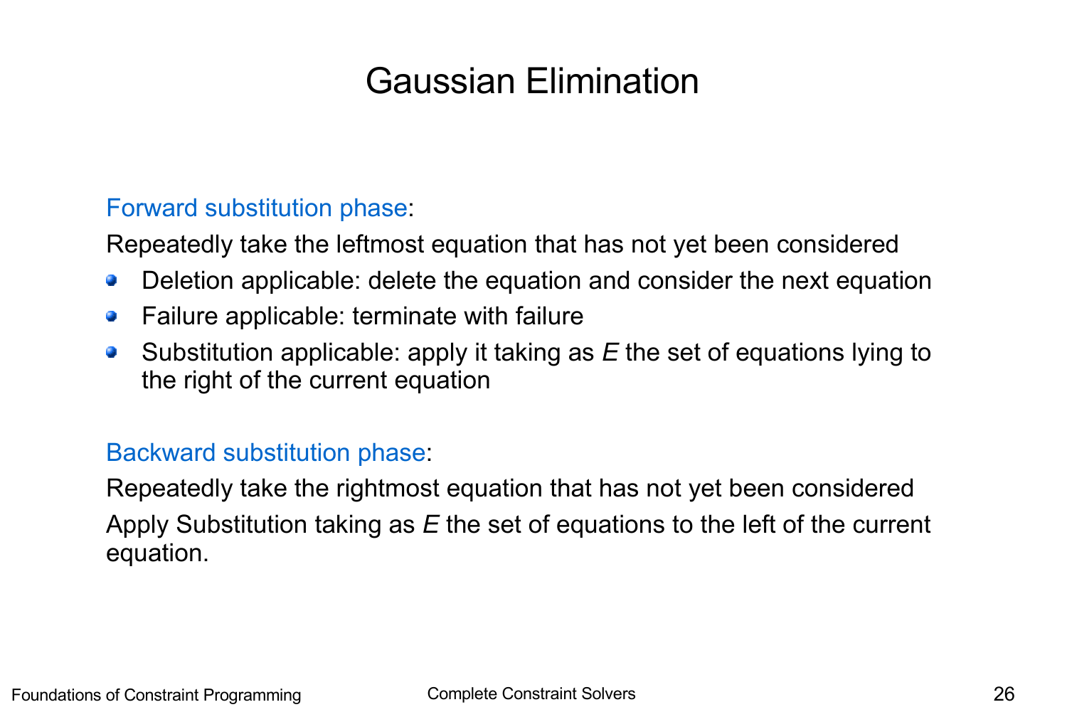# Gaussian Elimination

Forward substitution phase:

Repeatedly take the leftmost equation that has not yet been considered

- Deletion applicable: delete the equation and consider the next equation
- Failure applicable: terminate with failure
- Substitution applicable: apply it taking as *E* the set of equations lying to the right of the current equation

Backward substitution phase:

Repeatedly take the rightmost equation that has not yet been considered

Apply Substitution taking as *E* the set of equations to the left of the current equation.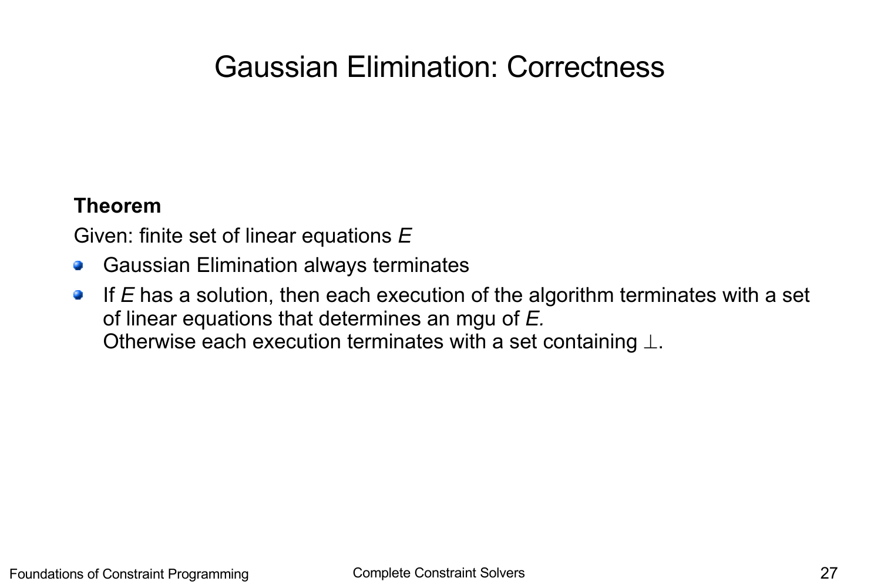# Gaussian Elimination: Correctness

**Theorem**

Given: finite set of linear equations *E*

- Gaussian Elimination always terminates
- If *E* has a solution, then each execution of the algorithm terminates with a set of linear equations that determines an mgu of *E.*
  Otherwise each execution terminates with a set containing $\perp$.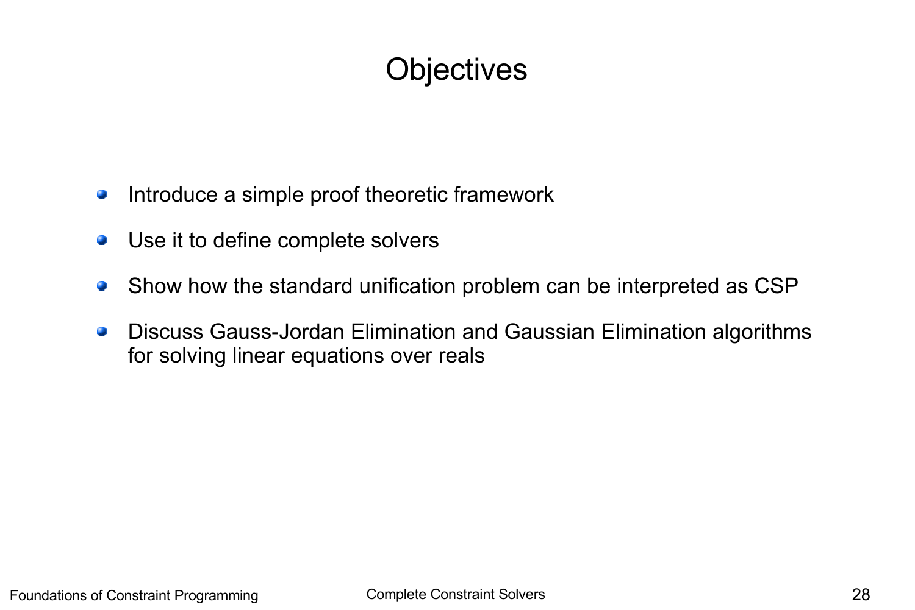# Objectives

- Introduce a simple proof theoretic framework
- Use it to define complete solvers
- Show how the standard unification problem can be interpreted as CSP
- Discuss Gauss-Jordan Elimination and Gaussian Elimination algorithms for solving linear equations over reals